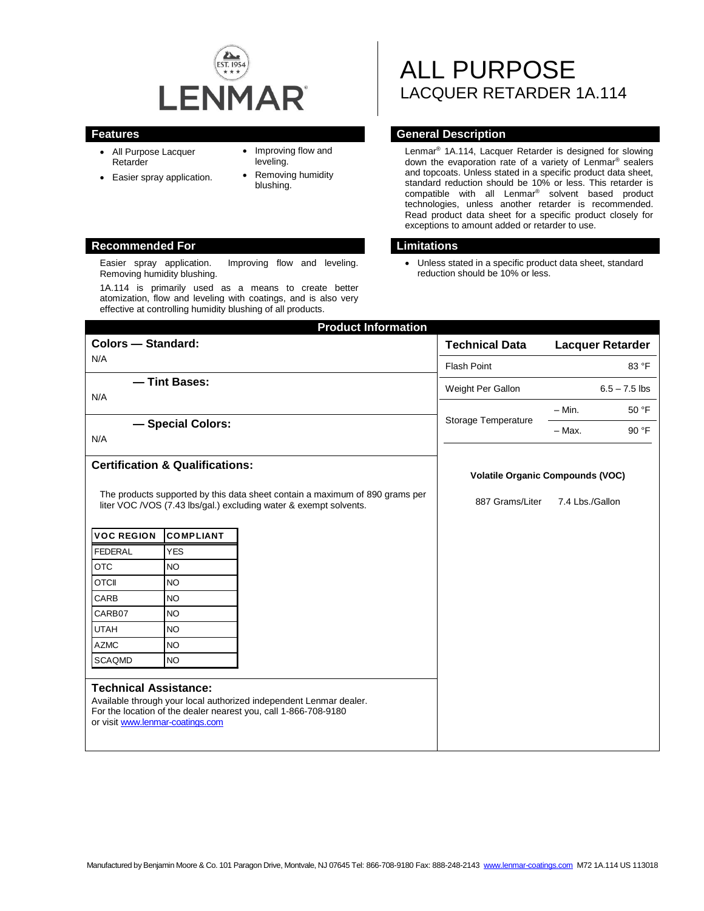LENMAR

# ALL PURPOSE

## LACQUER RETARDER 1A.114

## Features

- All Purpose Lacquer Retarder
- Easier spray application.
- Improving flow and leveling.
- Removing humidity blushing.

## General Description

Lenmar® 1A.114, Lacquer Retarder is designed for slowing down the evaporation rate of a variety of Lenmar® sealers and topcoats. Unless stated in a specific product data sheet, standard reduction should be 10% or less. This retarder is compatible with all Lenmar® solvent based product technologies, unless another retarder is recommended. Read product data sheet for a specific product closely for exceptions to amount added or retarder to use.

## Recommended For

Easier spray application. Improving flow and leveling. Removing humidity blushing.

1A.114 is primarily used as a means to create better atomization, flow and leveling with coatings, and is also very effective at controlling humidity blushing of all products.

## Limitations

- Unless stated in a specific product data sheet, standard reduction should be 10% or less.

## Product Information

### Colors — Standard:

N/A

### — Tint Bases:

N/A

### — Special Colors:

N/A

| Technical Data | | Lacquer Retarder |
|---|---|---|
| Flash Point | | 83 °F |
| Weight Per Gallon | | 6.5 – 7.5 lbs |
| Storage Temperature | – Min. | 50 °F |
| | – Max. | 90 °F |

**Volatile Organic Compounds (VOC)**

887 Grams/Liter 7.4 Lbs./Gallon

### Certification & Qualifications:

The products supported by this data sheet contain a maximum of 890 grams per liter VOC /VOS (7.43 lbs/gal.) excluding water & exempt solvents.

| VOC REGION | COMPLIANT |
|---|---|
| FEDERAL | YES |
| OTC | NO |
| OTCII | NO |
| CARB | NO |
| CARB07 | NO |
| UTAH | NO |
| AZMC | NO |
| SCAQMD | NO |

### Technical Assistance:

Available through your local authorized independent Lenmar dealer.
For the location of the dealer nearest you, call 1-866-708-9180
or visit www.lenmar-coatings.com

Manufactured by Benjamin Moore & Co. 101 Paragon Drive, Montvale, NJ 07645 Tel: 866-708-9180 Fax: 888-248-2143 www.lenmar-coatings.com M72 1A.114 US 113018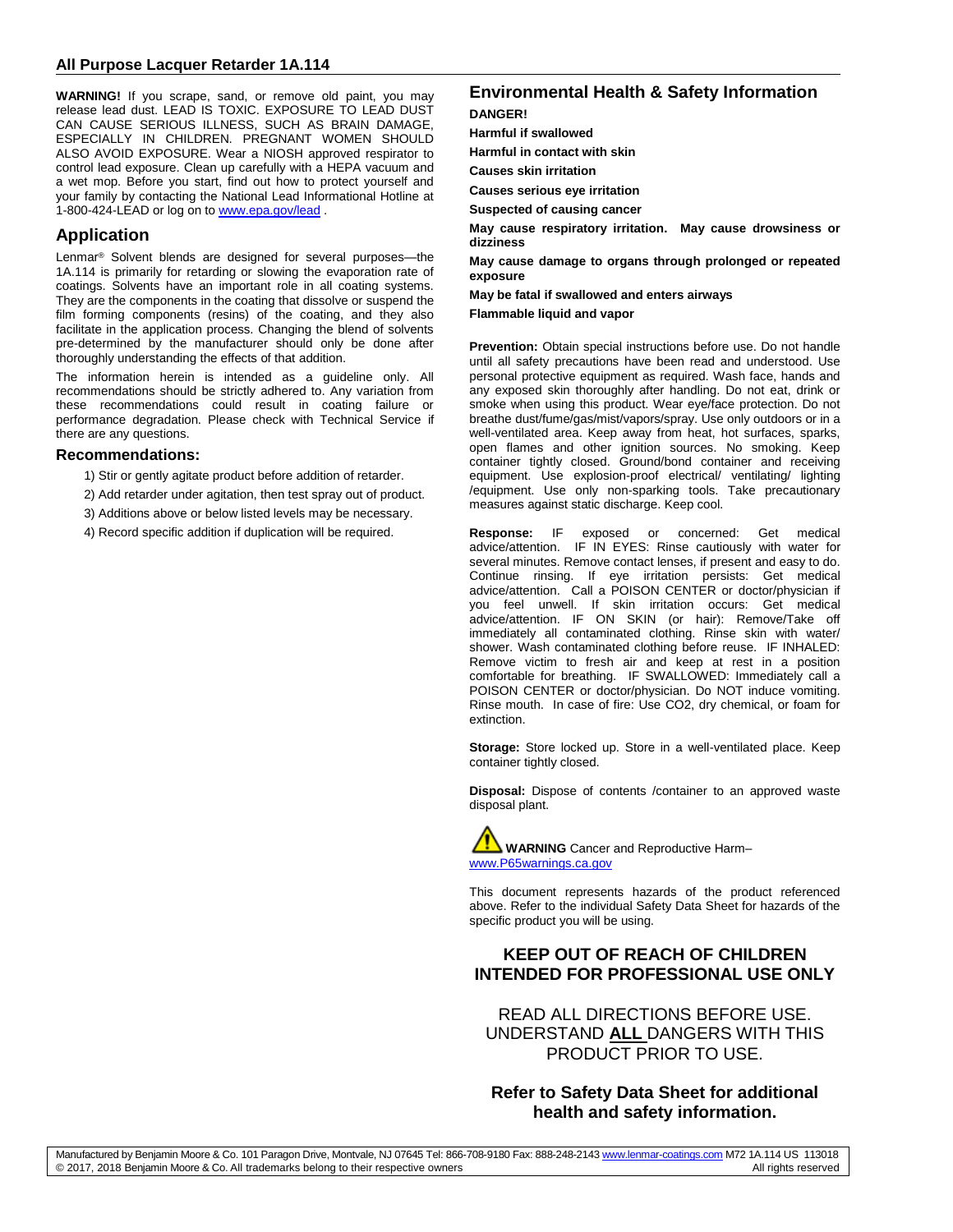## All Purpose Lacquer Retarder 1A.114

**WARNING!** If you scrape, sand, or remove old paint, you may release lead dust. LEAD IS TOXIC. EXPOSURE TO LEAD DUST CAN CAUSE SERIOUS ILLNESS, SUCH AS BRAIN DAMAGE, ESPECIALLY IN CHILDREN. PREGNANT WOMEN SHOULD ALSO AVOID EXPOSURE. Wear a NIOSH approved respirator to control lead exposure. Clean up carefully with a HEPA vacuum and a wet mop. Before you start, find out how to protect yourself and your family by contacting the National Lead Informational Hotline at 1-800-424-LEAD or log on to www.epa.gov/lead .

## Application

Lenmar® Solvent blends are designed for several purposes—the 1A.114 is primarily for retarding or slowing the evaporation rate of coatings. Solvents have an important role in all coating systems. They are the components in the coating that dissolve or suspend the film forming components (resins) of the coating, and they also facilitate in the application process. Changing the blend of solvents pre-determined by the manufacturer should only be done after thoroughly understanding the effects of that addition.

The information herein is intended as a guideline only. All recommendations should be strictly adhered to. Any variation from these recommendations could result in coating failure or performance degradation. Please check with Technical Service if there are any questions.

### Recommendations:

1) Stir or gently agitate product before addition of retarder.
2) Add retarder under agitation, then test spray out of product.
3) Additions above or below listed levels may be necessary.
4) Record specific addition if duplication will be required.

## Environmental Health & Safety Information

**DANGER!**

**Harmful if swallowed**

**Harmful in contact with skin**

**Causes skin irritation**

**Causes serious eye irritation**

**Suspected of causing cancer**

**May cause respiratory irritation. May cause drowsiness or dizziness**

**May cause damage to organs through prolonged or repeated exposure**

**May be fatal if swallowed and enters airways**

**Flammable liquid and vapor**

**Prevention:** Obtain special instructions before use. Do not handle until all safety precautions have been read and understood. Use personal protective equipment as required. Wash face, hands and any exposed skin thoroughly after handling. Do not eat, drink or smoke when using this product. Wear eye/face protection. Do not breathe dust/fume/gas/mist/vapors/spray. Use only outdoors or in a well-ventilated area. Keep away from heat, hot surfaces, sparks, open flames and other ignition sources. No smoking. Keep container tightly closed. Ground/bond container and receiving equipment. Use explosion-proof electrical/ ventilating/ lighting /equipment. Use only non-sparking tools. Take precautionary measures against static discharge. Keep cool.

**Response:** IF exposed or concerned: Get medical advice/attention. IF IN EYES: Rinse cautiously with water for several minutes. Remove contact lenses, if present and easy to do. Continue rinsing. If eye irritation persists: Get medical advice/attention. Call a POISON CENTER or doctor/physician if you feel unwell. If skin irritation occurs: Get medical advice/attention. IF ON SKIN (or hair): Remove/Take off immediately all contaminated clothing. Rinse skin with water/ shower. Wash contaminated clothing before reuse. IF INHALED: Remove victim to fresh air and keep at rest in a position comfortable for breathing. IF SWALLOWED: Immediately call a POISON CENTER or doctor/physician. Do NOT induce vomiting. Rinse mouth. In case of fire: Use CO2, dry chemical, or foam for extinction.

**Storage:** Store locked up. Store in a well-ventilated place. Keep container tightly closed.

**Disposal:** Dispose of contents /container to an approved waste disposal plant.

**WARNING** Cancer and Reproductive Harm– www.P65warnings.ca.gov

This document represents hazards of the product referenced above. Refer to the individual Safety Data Sheet for hazards of the specific product you will be using.

**KEEP OUT OF REACH OF CHILDREN**
**INTENDED FOR PROFESSIONAL USE ONLY**

READ ALL DIRECTIONS BEFORE USE.
UNDERSTAND **ALL** DANGERS WITH THIS PRODUCT PRIOR TO USE.

**Refer to Safety Data Sheet for additional health and safety information.**

Manufactured by Benjamin Moore & Co. 101 Paragon Drive, Montvale, NJ 07645 Tel: 866-708-9180 Fax: 888-248-2143 www.lenmar-coatings.com M72 1A.114 US 113018
© 2017, 2018 Benjamin Moore & Co. All trademarks belong to their respective owners All rights reserved